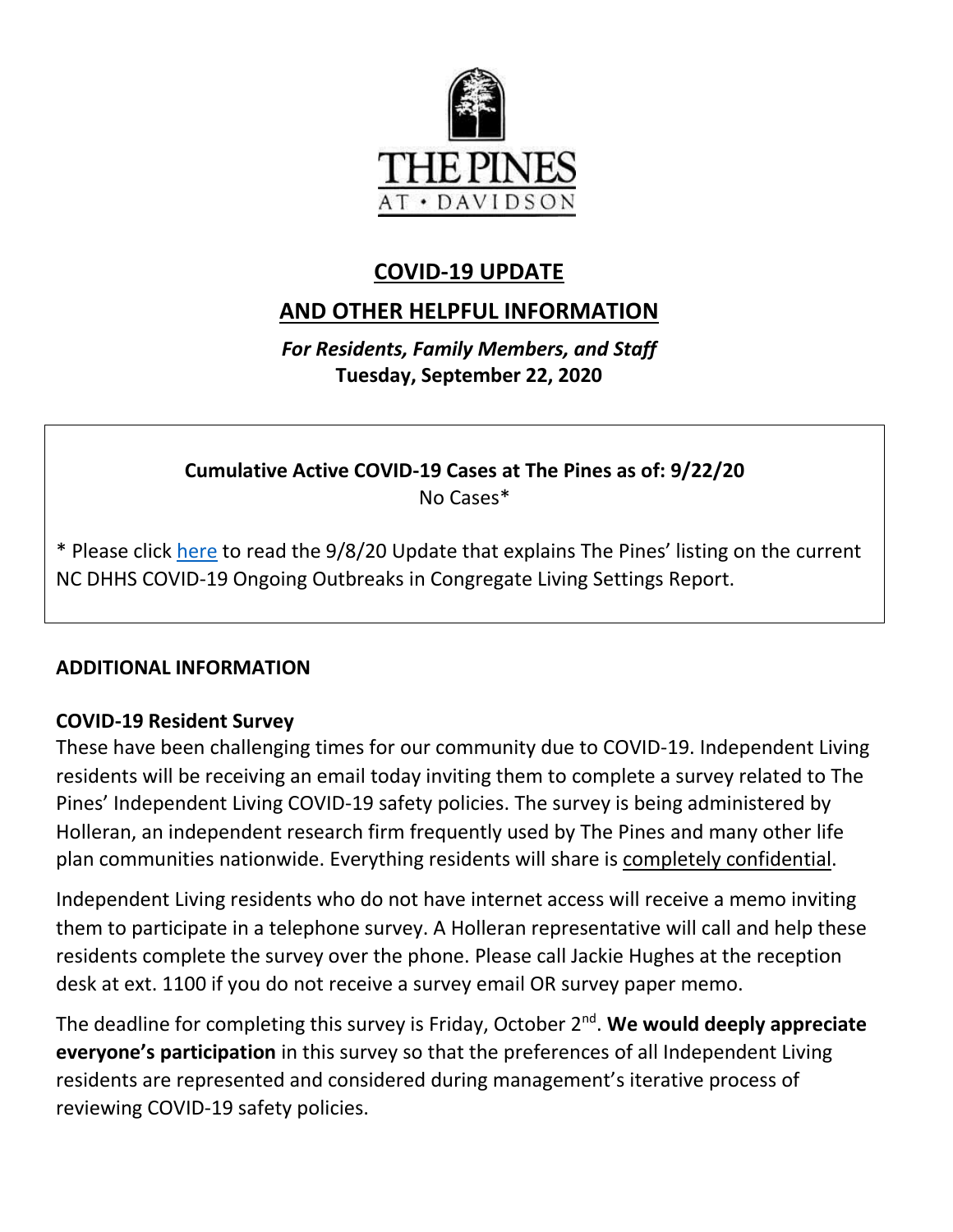THE PINES AT • DAVIDSON

# COVID-19 UPDATE

# AND OTHER HELPFUL INFORMATION

***For Residents, Family Members, and Staff***
**Tuesday, September 22, 2020**

**Cumulative Active COVID-19 Cases at The Pines as of: 9/22/20**
No Cases*

* Please click here to read the 9/8/20 Update that explains The Pines' listing on the current NC DHHS COVID-19 Ongoing Outbreaks in Congregate Living Settings Report.

## ADDITIONAL INFORMATION

### COVID-19 Resident Survey

These have been challenging times for our community due to COVID-19. Independent Living residents will be receiving an email today inviting them to complete a survey related to The Pines' Independent Living COVID-19 safety policies. The survey is being administered by Holleran, an independent research firm frequently used by The Pines and many other life plan communities nationwide. Everything residents will share is completely confidential.

Independent Living residents who do not have internet access will receive a memo inviting them to participate in a telephone survey. A Holleran representative will call and help these residents complete the survey over the phone. Please call Jackie Hughes at the reception desk at ext. 1100 if you do not receive a survey email OR survey paper memo.

The deadline for completing this survey is Friday, October 2nd. **We would deeply appreciate everyone's participation** in this survey so that the preferences of all Independent Living residents are represented and considered during management's iterative process of reviewing COVID-19 safety policies.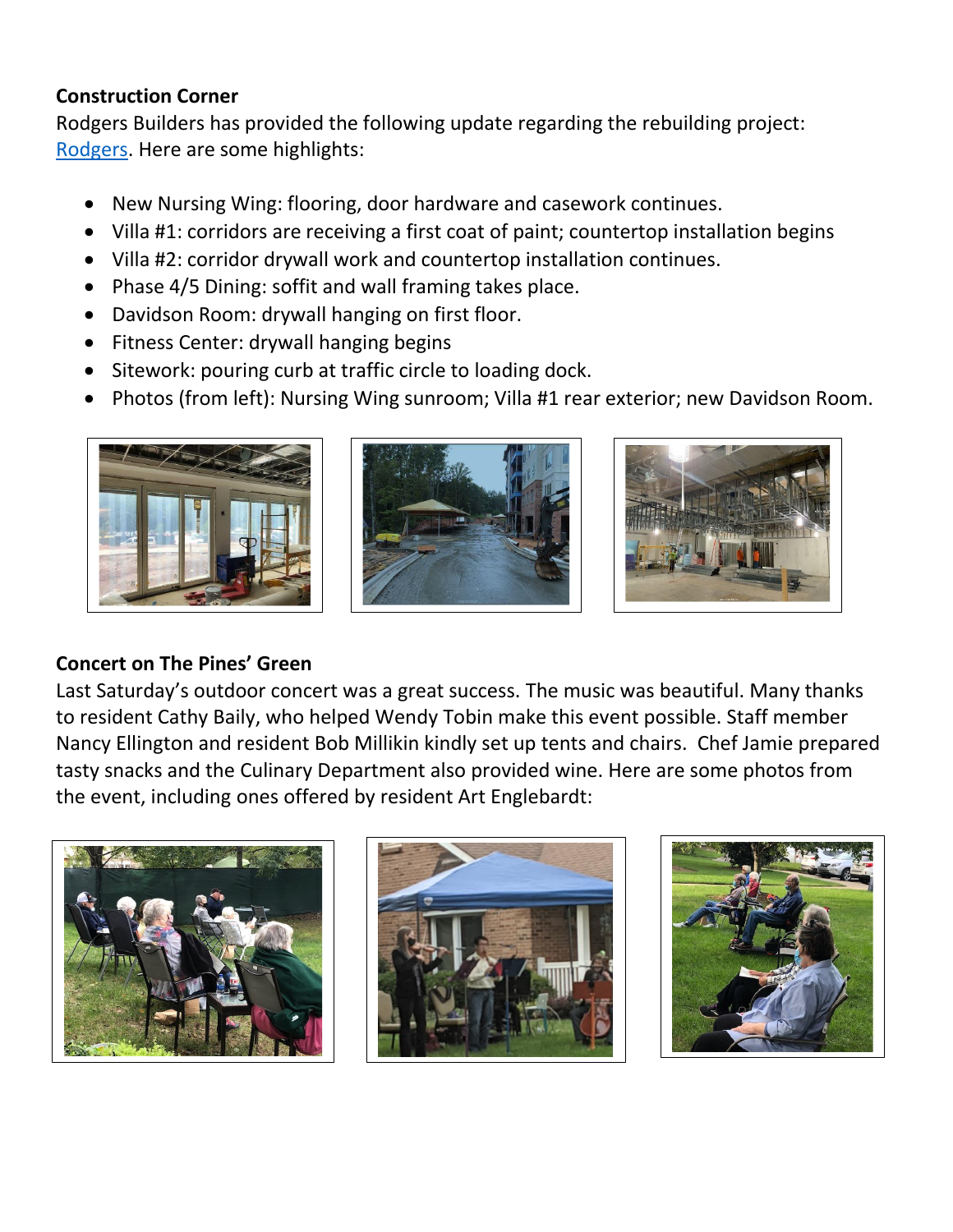**Construction Corner**

Rodgers Builders has provided the following update regarding the rebuilding project: [Rodgers](). Here are some highlights:

- New Nursing Wing: flooring, door hardware and casework continues.
- Villa #1: corridors are receiving a first coat of paint; countertop installation begins
- Villa #2: corridor drywall work and countertop installation continues.
- Phase 4/5 Dining: soffit and wall framing takes place.
- Davidson Room: drywall hanging on first floor.
- Fitness Center: drywall hanging begins
- Sitework: pouring curb at traffic circle to loading dock.
- Photos (from left): Nursing Wing sunroom; Villa #1 rear exterior; new Davidson Room.

**Concert on The Pines' Green**

Last Saturday's outdoor concert was a great success. The music was beautiful. Many thanks to resident Cathy Baily, who helped Wendy Tobin make this event possible. Staff member Nancy Ellington and resident Bob Millikin kindly set up tents and chairs. Chef Jamie prepared tasty snacks and the Culinary Department also provided wine. Here are some photos from the event, including ones offered by resident Art Englebardt: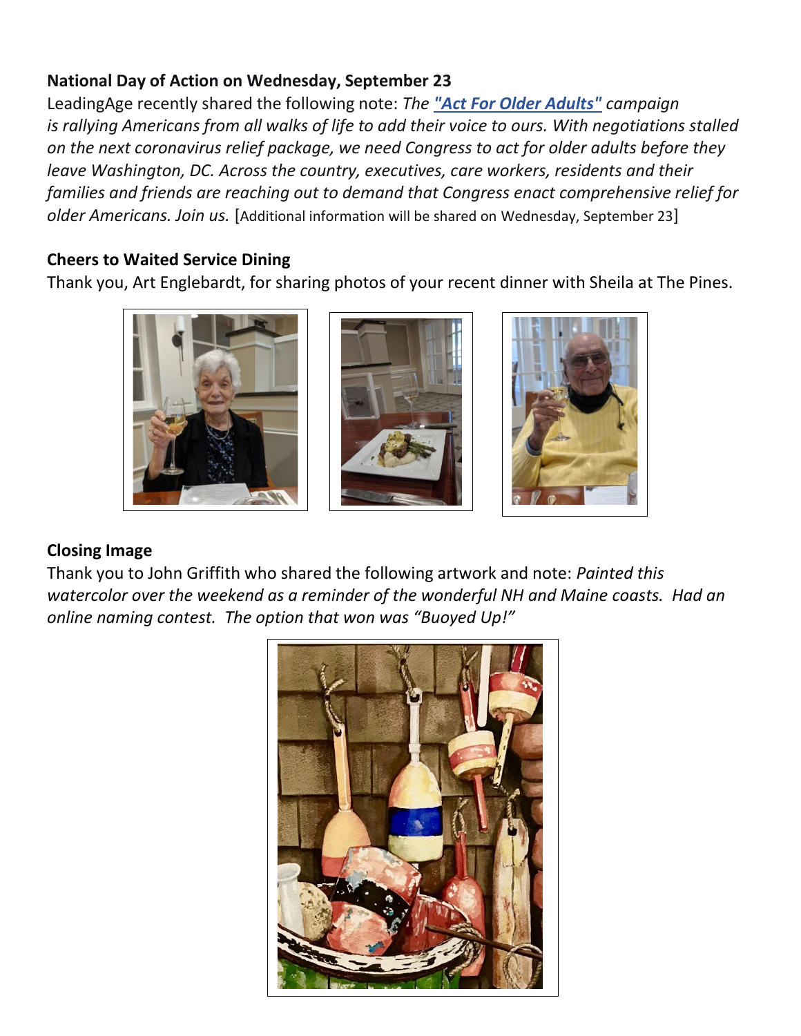**National Day of Action on Wednesday, September 23**

LeadingAge recently shared the following note: *The "Act For Older Adults" campaign is rallying Americans from all walks of life to add their voice to ours. With negotiations stalled on the next coronavirus relief package, we need Congress to act for older adults before they leave Washington, DC. Across the country, executives, care workers, residents and their families and friends are reaching out to demand that Congress enact comprehensive relief for older Americans. Join us.* [Additional information will be shared on Wednesday, September 23]

**Cheers to Waited Service Dining**

Thank you, Art Englebardt, for sharing photos of your recent dinner with Sheila at The Pines.

**Closing Image**

Thank you to John Griffith who shared the following artwork and note: *Painted this watercolor over the weekend as a reminder of the wonderful NH and Maine coasts. Had an online naming contest. The option that won was "Buoyed Up!"*